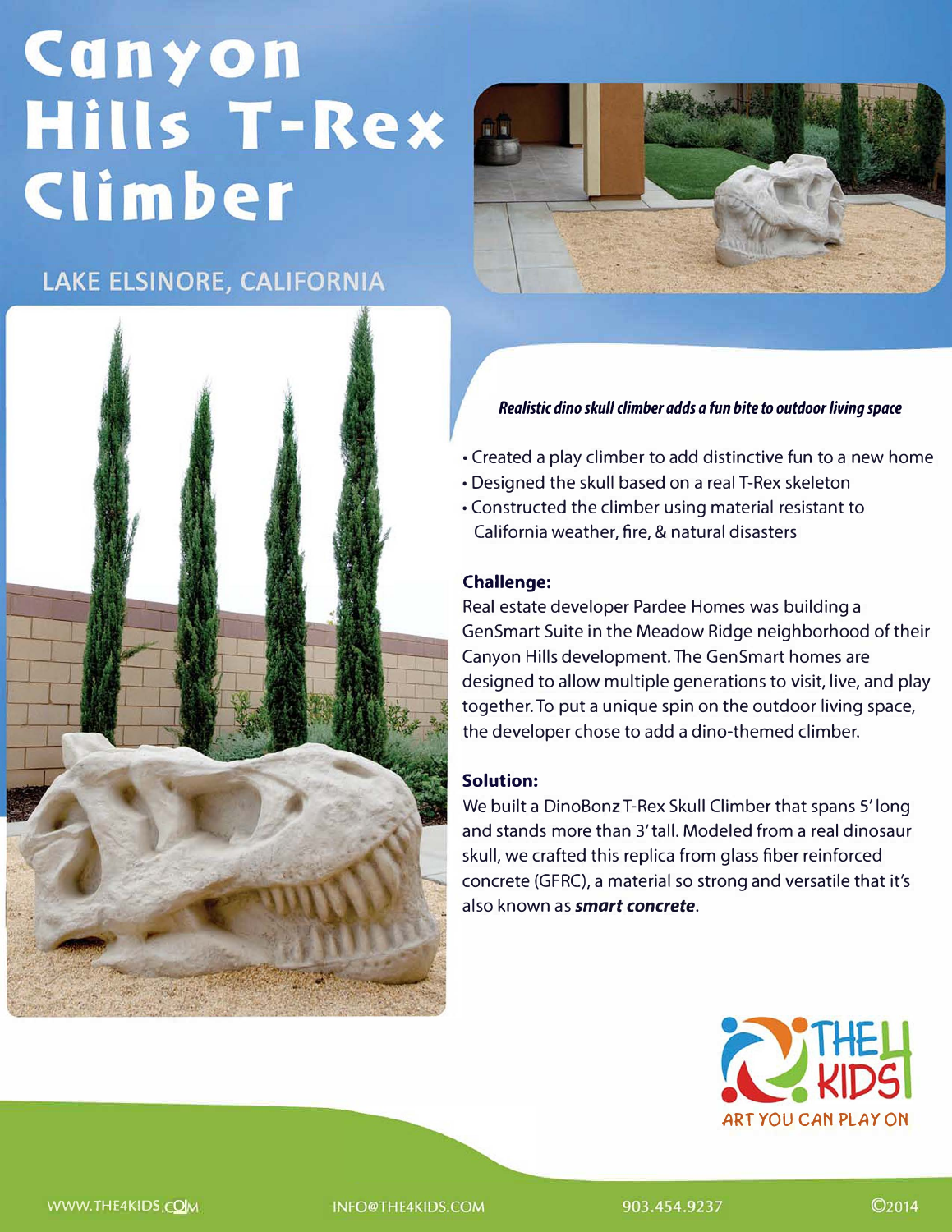# Canyon Hills T-Rex Climber

## LAKE ELSINORE, CALIFORNIA

***Realistic dino skull climber adds a fun bite to outdoor living space***

- Created a play climber to add distinctive fun to a new home
- Designed the skull based on a real T-Rex skeleton
- Constructed the climber using material resistant to California weather, fire, & natural disasters

### Challenge:

Real estate developer Pardee Homes was building a GenSmart Suite in the Meadow Ridge neighborhood of their Canyon Hills development. The GenSmart homes are designed to allow multiple generations to visit, live, and play together. To put a unique spin on the outdoor living space, the developer chose to add a dino-themed climber.

### Solution:

We built a DinoBonz T-Rex Skull Climber that spans 5' long and stands more than 3' tall. Modeled from a real dinosaur skull, we crafted this replica from glass fiber reinforced concrete (GFRC), a material so strong and versatile that it's also known as ***smart concrete***.

THE 4 KIDS
ART YOU CAN PLAY ON

WWW.THE4KIDS.COM | INFO@THE4KIDS.COM | 903.454.9237 | ©2014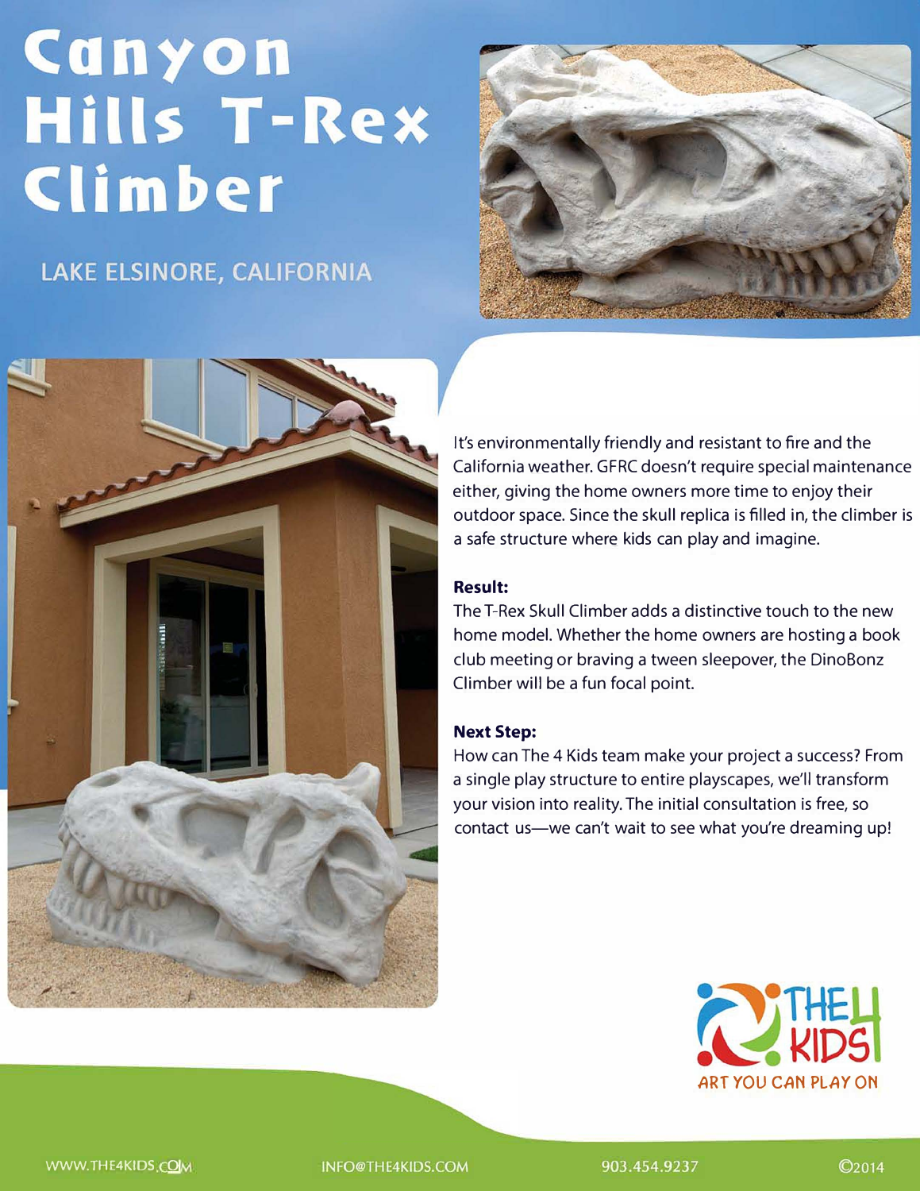# Canyon Hills T-Rex Climber

LAKE ELSINORE, CALIFORNIA

It's environmentally friendly and resistant to fire and the California weather. GFRC doesn't require special maintenance either, giving the home owners more time to enjoy their outdoor space. Since the skull replica is filled in, the climber is a safe structure where kids can play and imagine.

**Result:**

The T-Rex Skull Climber adds a distinctive touch to the new home model. Whether the home owners are hosting a book club meeting or braving a tween sleepover, the DinoBonz Climber will be a fun focal point.

**Next Step:**

How can The 4 Kids team make your project a success? From a single play structure to entire playscapes, we'll transform your vision into reality. The initial consultation is free, so contact us—we can't wait to see what you're dreaming up!

THE 4 KIDS
ART YOU CAN PLAY ON

WWW.THE4KIDS.COM INFO@THE4KIDS.COM 903.454.9237 ©2014